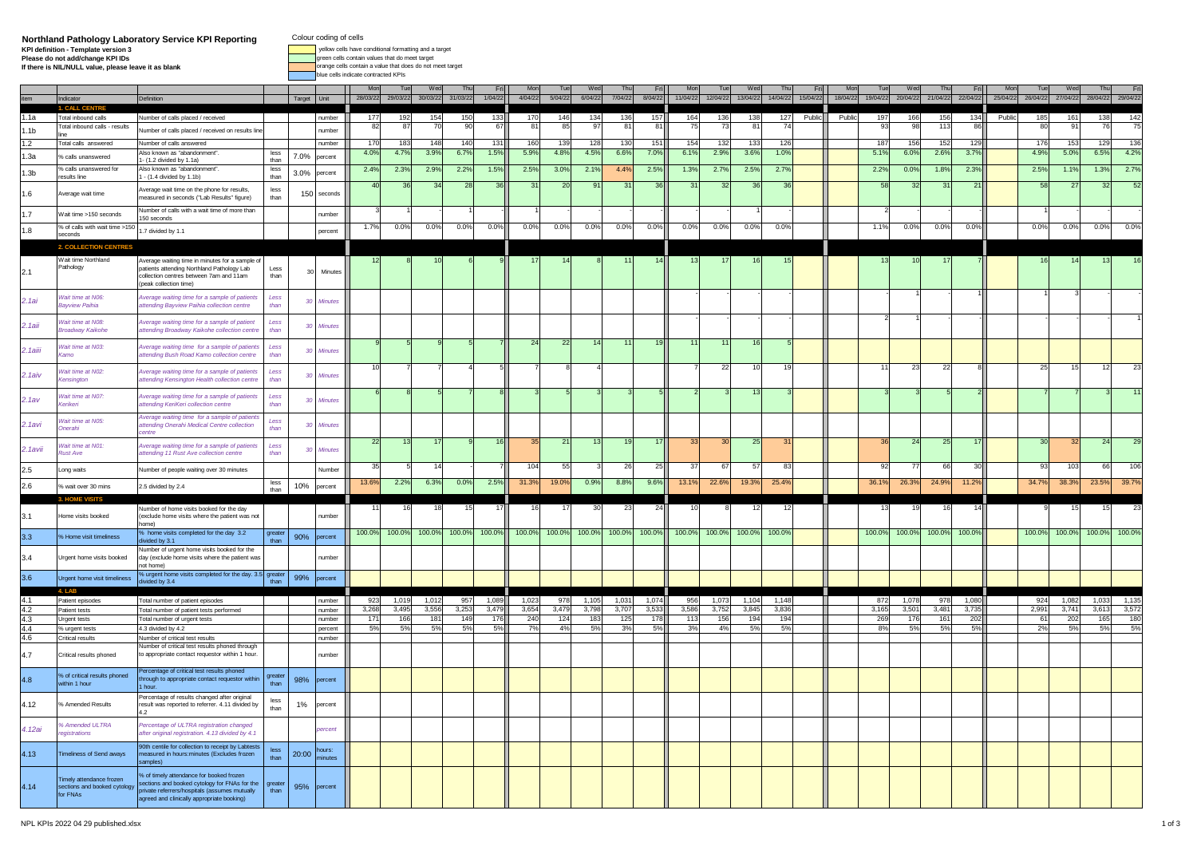# Northland Pathology Laboratory Service KPI Reporting

**KPI definition - Template version 3**
**Please do not add/change KPI IDs**
**If there is NIL/NULL value, please leave it as blank**

Colour coding of cells

- yellow cells have conditional formatting and a target
- green cells contain values that do meet target
- orange cells contain a value that does not meet target
- blue cells indicate contracted KPIs

| Item | Indicator | Definition | | Target | Unit | Mon 28/03/22 | Tue 29/03/22 | Wed 30/03/22 | Thu 31/03/22 | Fri 1/04/22 | Mon 4/04/22 | Tue 5/04/22 | Wed 6/04/22 | Thu 7/04/22 | Fri 8/04/22 | Mon 11/04/22 | Tue 12/04/22 | Wed 13/04/22 | Thu 14/04/22 | Fri 15/04/22 | Mon 18/04/22 | Tue 19/04/22 | Wed 20/04/22 | Thu 21/04/22 | Fri 22/04/22 | Mon 25/04/22 | Tue 26/04/22 | Wed 27/04/22 | Thu 28/04/22 | Fri 29/04/22 |
|---|---|---|---|---|---|---|---|---|---|---|---|---|---|---|---|---|---|---|---|---|---|---|---|---|---|---|---|---|---|---|
| | **1. CALL CENTRE** | | | | | | | | | | | | | | | | | | | | | | | | | | | | | |
| 1.1a | Total inbound calls | Number of calls placed / received | | | number | 177 | 192 | 154 | 150 | 133 | 170 | 146 | 134 | 136 | 157 | 164 | 136 | 138 | 127 | Public | Public | 197 | 166 | 156 | 134 | Public | 185 | 161 | 138 | 142 |
| 1.1b | Total inbound calls - results line | Number of calls placed / received on results line | | | number | 82 | 87 | 70 | 90 | 67 | 81 | 85 | 97 | 81 | 81 | 75 | 73 | 81 | 74 | | | 93 | 98 | 113 | 86 | | 80 | 91 | 76 | 75 |
| 1.2 | Total calls answered | Number of calls answered | | | number | 170 | 183 | 148 | 140 | 131 | 160 | 139 | 128 | 130 | 151 | 154 | 132 | 133 | 126 | | | 187 | 156 | 152 | 129 | | 176 | 153 | 129 | 136 |
| 1.3a | % calls unanswered | Also known as "abandonment". 1- (1.2 divided by 1.1a) | less than | 7.0% | percent | 4.0% | 4.7% | 3.9% | 6.7% | 1.5% | 5.9% | 4.8% | 4.5% | 6.6% | 7.0% | 6.1% | 2.9% | 3.6% | 1.0% | | | 5.1% | 6.0% | 2.6% | 3.7% | | 4.9% | 5.0% | 6.5% | 4.2% |
| 1.3b | % calls unanswered for results line | Also known as "abandonment". 1 - (1.4 divided by 1.1b) | less than | 3.0% | percent | 2.4% | 2.3% | 2.9% | 2.2% | 1.5% | 2.5% | 3.0% | 2.1% | 4.4% | 2.5% | 1.3% | 2.7% | 2.5% | 2.7% | | | 2.2% | 0.0% | 1.8% | 2.3% | | 2.5% | 1.1% | 1.3% | 2.7% |
| 1.6 | Average wait time | Average wait time on the phone for results, measured in seconds ("Lab Results" figure) | less than | 150 | seconds | 40 | 36 | 34 | 28 | 36 | 31 | 20 | 91 | 31 | 36 | 31 | 32 | 36 | 36 | | | 58 | 32 | 31 | 21 | | 58 | 27 | 32 | 52 |
| 1.7 | Wait time >150 seconds | Number of calls with a wait time of more than 150 seconds | | | number | 3 | 1 | - | 1 | - | 1 | - | - | - | - | - | - | 1 | - | | | 2 | - | - | - | | 1 | - | - | - |
| 1.8 | % of calls with wait time >150 seconds | 1.7 divided by 1.1 | | | percent | 1.7% | 0.0% | 0.0% | 0.0% | 0.0% | 0.0% | 0.0% | 0.0% | 0.0% | 0.0% | 0.0% | 0.0% | 0.0% | 0.0% | | | 1.1% | 0.0% | 0.0% | 0.0% | | 0.0% | 0.0% | 0.0% | 0.0% |
| | **2. COLLECTION CENTRES** | | | | | | | | | | | | | | | | | | | | | | | | | | | | | |
| 2.1 | Wait time Northland Pathology | Average waiting time in minutes for a sample of patients attending Northland Pathology Lab collection centres between 7am and 11am (peak collection time) | Less than | 30 | Minutes | 12 | 8 | 10 | 6 | 9 | 17 | 14 | 8 | 11 | 14 | 13 | 17 | 16 | 15 | | | 13 | 10 | 17 | 7 | | 16 | 14 | 13 | 16 |
| *2.1ai* | *Wait time at N06: Bayview Paihia* | *Average waiting time for a sample of patients attending Bayview Paihia collection centre* | *Less than* | *30* | *Minutes* | | | | | | | | | | | - | - | - | - | | | - | 1 | - | 1 | | 1 | 3 | - | - |
| *2.1aii* | *Wait time at N08: Broadway Kaikohe* | *Average waiting time for a sample of patient attending Broadway Kaikohe collection centre* | *Less than* | *30* | *Minutes* | | | | | | | | | | | - | - | - | - | | | 2 | 1 | - | - | | - | - | - | 1 |
| *2.1aiii* | *Wait time at N03: Kamo* | *Average waiting time for a sample of patients attending Bush Road Kamo collection centre* | *Less than* | *30* | *Minutes* | 9 | 5 | 9 | 5 | 7 | 24 | 22 | 14 | 11 | 19 | 11 | 11 | 16 | 5 | | | | | | | | | | | |
| *2.1aiv* | *Wait time at N02: Kensington* | *Average waiting time for a sample of patients attending Kensington Health collection centre* | *Less than* | *30* | *Minutes* | 10 | 7 | 7 | 4 | 5 | 7 | 8 | 4 | | | 7 | 22 | 10 | 19 | | | 11 | 23 | 22 | 8 | | 25 | 15 | 12 | 23 |
| *2.1av* | *Wait time at N07: Kerikeri* | *Average waiting time for a sample of patients attending KeriKeri collection centre* | *Less than* | *30* | *Minutes* | 6 | 8 | 5 | 7 | 8 | 3 | 5 | 3 | 3 | 5 | 2 | 3 | 13 | 3 | | | 3 | 3 | 5 | 2 | | 7 | 7 | 3 | 11 |
| *2.1avi* | *Wait time at N05: Onerahi* | *Average waiting time for a sample of patients attending Onerahi Medical Centre collection centre* | *Less than* | *30* | *Minutes* | | | | | | | | | | | | | | | | | | | | | | | | | |
| *2.1avii* | *Wait time at N01: Rust Ave* | *Average waiting time for a sample of patients attending 11 Rust Ave collection centre* | *Less than* | *30* | *Minutes* | 22 | 13 | 17 | 9 | 16 | 35 | 21 | 13 | 19 | 17 | 33 | 30 | 25 | 31 | | | 36 | 24 | 25 | 17 | | 30 | 32 | 24 | 29 |
| 2.5 | Long waits | Number of people waiting over 30 minutes | | | Number | 35 | 5 | 14 | - | 7 | 104 | 55 | 3 | 26 | 25 | 37 | 67 | 57 | 83 | | | 92 | 77 | 66 | 30 | | 93 | 103 | 66 | 106 |
| 2.6 | % wait over 30 mins | 2.5 divided by 2.4 | less than | 10% | percent | 13.6% | 2.2% | 6.3% | 0.0% | 2.5% | 31.3% | 19.0% | 0.9% | 8.8% | 9.6% | 13.1% | 22.6% | 19.3% | 25.4% | | | 36.1% | 26.3% | 24.9% | 11.2% | | 34.7% | 38.3% | 23.5% | 39.7% |
| | **3. HOME VISITS** | | | | | | | | | | | | | | | | | | | | | | | | | | | | | |
| 3.1 | Home visits booked | Number of home visits booked for the day (exclude home visits where the patient was not home) | | | number | 11 | 16 | 18 | 15 | 17 | 16 | 17 | 30 | 23 | 24 | 10 | 8 | 12 | 12 | | | 13 | 19 | 16 | 14 | | 9 | 15 | 15 | 23 |
| 3.3 | % Home visit timeliness | % home visits completed for the day 3.2 divided by 3.1 | greater than | 90% | percent | 100.0% | 100.0% | 100.0% | 100.0% | 100.0% | 100.0% | 100.0% | 100.0% | 100.0% | 100.0% | 100.0% | 100.0% | 100.0% | 100.0% | | | 100.0% | 100.0% | 100.0% | 100.0% | | 100.0% | 100.0% | 100.0% | 100.0% |
| 3.4 | Urgent home visits booked | Number of urgent home visits booked for the day (exclude home visits where the patient was not home) | | | number | | | | | | | | | | | | | | | | | | | | | | | | | |
| 3.6 | Urgent home visit timeliness | % urgent home visits completed for the day. 3.5 divided by 3.4 | greater than | 99% | percent | | | | | | | | | | | | | | | | | | | | | | | | | |
| | **4. LAB** | | | | | | | | | | | | | | | | | | | | | | | | | | | | | |
| 4.1 | Patient episodes | Total number of patient episodes | | | number | 923 | 1,019 | 1,012 | 957 | 1,089 | 1,023 | 978 | 1,105 | 1,031 | 1,074 | 956 | 1,073 | 1,104 | 1,148 | | | 872 | 1,078 | 978 | 1,080 | | 924 | 1,082 | 1,033 | 1,135 |
| 4.2 | Patient tests | Total number of patient tests performed | | | number | 3,268 | 3,495 | 3,556 | 3,253 | 3,479 | 3,654 | 3,479 | 3,798 | 3,707 | 3,533 | 3,586 | 3,752 | 3,845 | 3,836 | | | 3,165 | 3,501 | 3,481 | 3,735 | | 2,991 | 3,741 | 3,613 | 3,572 |
| 4.3 | Urgent tests | Total number of urgent tests | | | number | 171 | 166 | 181 | 149 | 176 | 240 | 124 | 183 | 125 | 178 | 113 | 156 | 194 | 194 | | | 269 | 176 | 161 | 202 | | 61 | 202 | 165 | 180 |
| 4.4 | % urgent tests | 4.3 divided by 4.2 | | | percent | 5% | 5% | 5% | 5% | 5% | 7% | 4% | 5% | 3% | 5% | 3% | 4% | 5% | 5% | | | 8% | 5% | 5% | 5% | | 2% | 5% | 5% | 5% |
| 4.6 | Critical results | Number of critical test results | | | number | | | | | | | | | | | | | | | | | | | | | | | | | |
| 4.7 | Critical results phoned | Number of critical test results phoned through to appropriate contact requestor within 1 hour. | | | number | | | | | | | | | | | | | | | | | | | | | | | | | |
| 4.8 | % of critical results phoned within 1 hour | Percentage of critical test results phoned through to appropriate contact requestor within 1 hour. | greater than | 98% | percent | | | | | | | | | | | | | | | | | | | | | | | | | |
| 4.12 | % Amended Results | Percentage of results changed after original result was reported to referrer. 4.11 divided by 4.2 | less than | 1% | percent | | | | | | | | | | | | | | | | | | | | | | | | | |
| *4.12ai* | *% Amended ULTRA registrations* | *Percentage of ULTRA registration changed after original registration. 4.13 divided by 4.1* | | | *percent* | | | | | | | | | | | | | | | | | | | | | | | | | |
| 4.13 | Timeliness of Send aways | 90th centile for collection to receipt by Labtests measured in hours:minutes (Excludes frozen samples) | less than | 20:00 | hours: minutes | | | | | | | | | | | | | | | | | | | | | | | | | |
| 4.14 | Timely attendance frozen sections and booked cytology for FNAs | % of timely attendance for booked frozen sections and booked cytology for FNAs for the private referrers/hospitals (assumes mutually agreed and clinically appropriate booking) | greater than | 95% | percent | | | | | | | | | | | | | | | | | | | | | | | | | |

NPL KPIs 2022 04 29 published.xlsx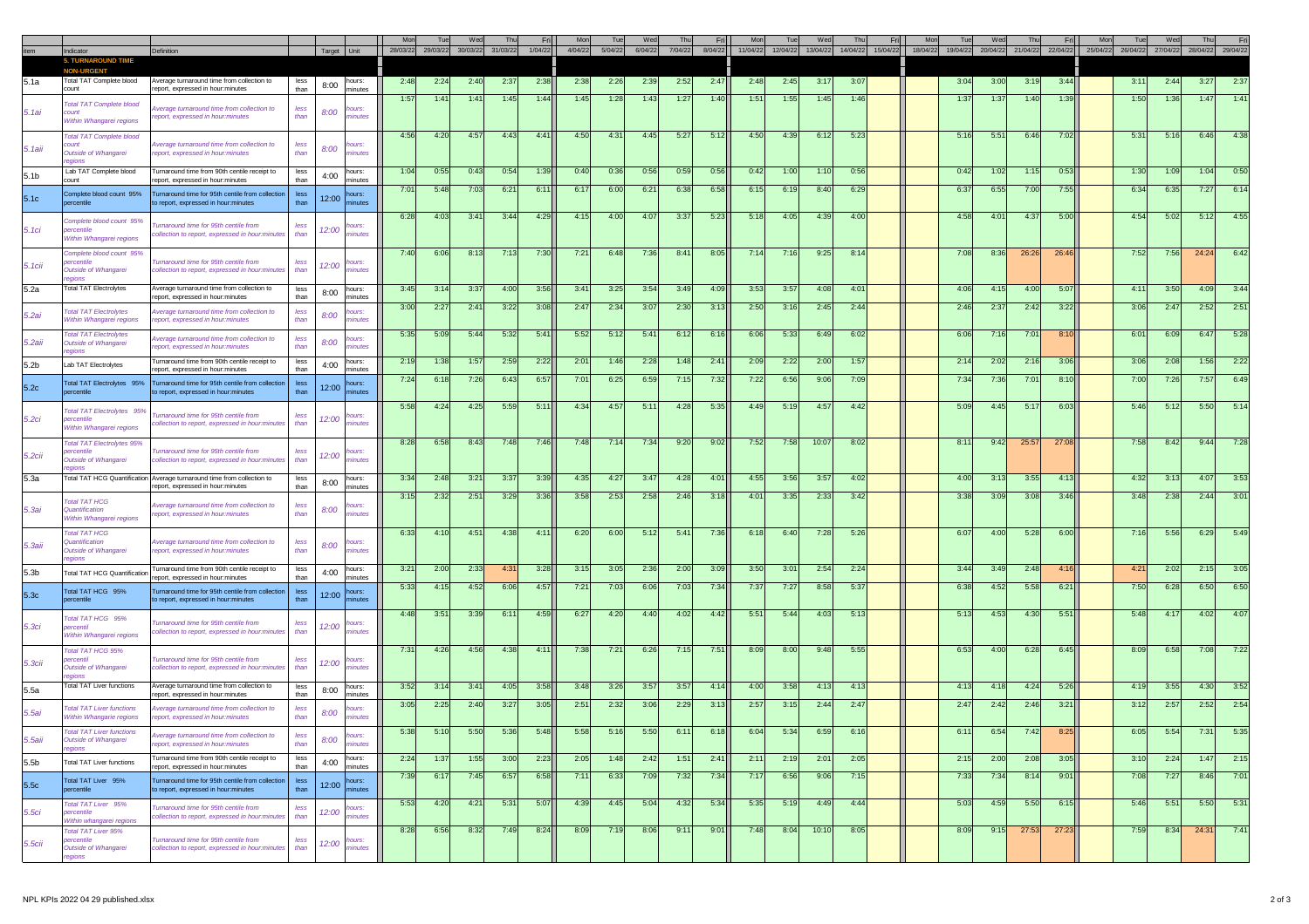| item | Indicator | Definition | Target | Unit | Mon 28/03/22 | Tue 29/03/22 | Wed 30/03/22 | Thu 31/03/22 | Fri 1/04/22 | Mon 4/04/22 | Tue 5/04/22 | Wed 6/04/22 | Thu 7/04/22 | Fri 8/04/22 | Mon 11/04/22 | Tue 12/04/22 | Wed 13/04/22 | Thu 14/04/22 | Fri 15/04/22 | Mon 18/04/22 | Tue 19/04/22 | Wed 20/04/22 | Thu 21/04/22 | Fri 22/04/22 | Mon 25/04/22 | Tue 26/04/22 | Wed 27/04/22 | Thu 28/04/22 | Fri 29/04/22 |
|---|---|---|---|---|---|---|---|---|---|---|---|---|---|---|---|---|---|---|---|---|---|---|---|---|---|---|---|---|---|
| | **5. TURNAROUND TIME NON-URGENT** | | | | | | | | | | | | | | | | | | | | | | | | | | | | |
| 5.1a | Total TAT Complete blood count | Average turnaround time from collection to report, expressed in hour:minutes | less than 8:00 | hours: minutes | 2:48 | 2:24 | 2:40 | 2:37 | 2:38 | 2:38 | 2:26 | 2:39 | 2:52 | 2:47 | 2:48 | 2:45 | 3:17 | 3:07 | | | 3:04 | 3:00 | 3:19 | 3:44 | | 3:11 | 2:44 | 3:27 | 2:37 |
| *5.1ai* | *Total TAT Complete blood count Within Whangarei regions* | *Average turnaround time from collection to report, expressed in hour:minutes* | *less than 8:00* | *hours: minutes* | 1:57 | 1:41 | 1:41 | 1:45 | 1:44 | 1:45 | 1:28 | 1:43 | 1:27 | 1:40 | 1:51 | 1:55 | 1:45 | 1:46 | | | 1:37 | 1:37 | 1:40 | 1:39 | | 1:50 | 1:36 | 1:47 | 1:41 |
| *5.1aii* | *Total TAT Complete blood count Outside of Whangarei regions* | *Average turnaround time from collection to report, expressed in hour:minutes* | *less than 8:00* | *hours: minutes* | 4:56 | 4:20 | 4:57 | 4:43 | 4:41 | 4:50 | 4:31 | 4:45 | 5:27 | 5:12 | 4:50 | 4:39 | 6:12 | 5:23 | | | 5:16 | 5:51 | 6:46 | 7:02 | | 5:31 | 5:16 | 6:46 | 4:38 |
| 5.1b | Lab TAT Complete blood count | Turnaround time from 90th centile receipt to report, expressed in hour:minutes | less than 4:00 | hours: minutes | 1:04 | 0:55 | 0:43 | 0:54 | 1:39 | 0:40 | 0:36 | 0:56 | 0:59 | 0:56 | 0:42 | 1:00 | 1:10 | 0:56 | | | 0:42 | 1:02 | 1:15 | 0:53 | | 1:30 | 1:09 | 1:04 | 0:50 |
| 5.1c | Complete blood count 95% percentile | Turnaround time for 95th centile from collection to report, expressed in hour:minutes | less than 12:00 | hours: minutes | 7:01 | 5:48 | 7:03 | 6:21 | 6:11 | 6:17 | 6:00 | 6:21 | 6:38 | 6:58 | 6:15 | 6:19 | 8:40 | 6:29 | | | 6:37 | 6:55 | 7:00 | 7:55 | | 6:34 | 6:35 | 7:27 | 6:14 |
| *5.1ci* | *Complete blood count 95% percentile Within Whangarei regions* | *Turnaround time for 95th centile from collection to report, expressed in hour:minutes* | *less than 12:00* | *hours: minutes* | 6:28 | 4:03 | 3:41 | 3:44 | 4:29 | 4:15 | 4:00 | 4:07 | 3:37 | 5:23 | 5:18 | 4:05 | 4:39 | 4:00 | | | 4:58 | 4:01 | 4:37 | 5:00 | | 4:54 | 5:02 | 5:12 | 4:55 |
| *5.1cii* | *Complete blood count 95% percentile Outside of Whangarei regions* | *Turnaround time for 95th centile from collection to report, expressed in hour:minutes* | *less than 12:00* | *hours: minutes* | 7:40 | 6:06 | 8:13 | 7:13 | 7:30 | 7:21 | 6:48 | 7:36 | 8:41 | 8:05 | 7:14 | 7:16 | 9:25 | 8:14 | | | 7:08 | 8:36 | 26:26 | 26:46 | | 7:52 | 7:56 | 24:24 | 6:42 |
| 5.2a | Total TAT Electrolytes | Average turnaround time from collection to report, expressed in hour:minutes | less than 8:00 | hours: minutes | 3:45 | 3:14 | 3:37 | 4:00 | 3:56 | 3:41 | 3:25 | 3:54 | 3:49 | 4:09 | 3:53 | 3:57 | 4:08 | 4:01 | | | 4:06 | 4:15 | 4:00 | 5:07 | | 4:11 | 3:50 | 4:09 | 3:44 |
| *5.2ai* | *Total TAT Electrolytes Within Whangarei regions* | *Average turnaround time from collection to report, expressed in hour:minutes* | *less than 8:00* | *hours: minutes* | 3:00 | 2:27 | 2:41 | 3:22 | 3:08 | 2:47 | 2:34 | 3:07 | 2:30 | 3:13 | 2:50 | 3:16 | 2:45 | 2:44 | | | 2:46 | 2:37 | 2:42 | 3:22 | | 3:06 | 2:47 | 2:52 | 2:51 |
| *5.2aii* | *Total TAT Electrolytes Outside of Whangarei regions* | *Average turnaround time from collection to report, expressed in hour:minutes* | *less than 8:00* | *hours: minutes* | 5:35 | 5:09 | 5:44 | 5:32 | 5:41 | 5:52 | 5:12 | 5:41 | 6:12 | 6:16 | 6:06 | 5:33 | 6:49 | 6:02 | | | 6:06 | 7:16 | 7:01 | 8:10 | | 6:01 | 6:09 | 6:47 | 5:28 |
| 5.2b | Lab TAT Electrolytes | Turnaround time from 90th centile receipt to report, expressed in hour:minutes | less than 4:00 | hours: minutes | 2:19 | 1:38 | 1:57 | 2:59 | 2:22 | 2:01 | 1:46 | 2:28 | 1:48 | 2:41 | 2:09 | 2:22 | 2:00 | 1:57 | | | 2:14 | 2:02 | 2:16 | 3:06 | | 3:06 | 2:08 | 1:56 | 2:22 |
| 5.2c | Total TAT Electrolytes 95% percentile | Turnaround time for 95th centile from collection to report, expressed in hour:minutes | less than 12:00 | hours: minutes | 7:24 | 6:18 | 7:26 | 6:43 | 6:57 | 7:01 | 6:25 | 6:59 | 7:15 | 7:32 | 7:22 | 6:56 | 9:06 | 7:09 | | | 7:34 | 7:36 | 7:01 | 8:10 | | 7:00 | 7:26 | 7:57 | 6:49 |
| *5.2ci* | *Total TAT Electrolytes 95% percentile Within Whangarei regions* | *Turnaround time for 95th centile from collection to report, expressed in hour:minutes* | *less than 12:00* | *hours: minutes* | 5:58 | 4:24 | 4:25 | 5:59 | 5:11 | 4:34 | 4:57 | 5:11 | 4:28 | 5:35 | 4:49 | 5:19 | 4:57 | 4:42 | | | 5:09 | 4:45 | 5:17 | 6:03 | | 5:46 | 5:12 | 5:50 | 5:14 |
| *5.2cii* | *Total TAT Electrolytes 95% percentile Outside of Whangarei regions* | *Turnaround time for 95th centile from collection to report, expressed in hour:minutes* | *less than 12:00* | *hours: minutes* | 8:28 | 6:58 | 8:43 | 7:48 | 7:46 | 7:48 | 7:14 | 7:34 | 9:20 | 9:02 | 7:52 | 7:58 | 10:07 | 8:02 | | | 8:11 | 9:42 | 25:57 | 27:08 | | 7:58 | 8:42 | 9:44 | 7:28 |
| 5.3a | Total TAT HCG Quantification | Average turnaround time from collection to report, expressed in hour:minutes | less than 8:00 | hours: minutes | 3:34 | 2:48 | 3:21 | 3:37 | 3:39 | 4:35 | 4:27 | 3:47 | 4:28 | 4:01 | 4:55 | 3:56 | 3:57 | 4:02 | | | 4:00 | 3:13 | 3:55 | 4:13 | | 4:32 | 3:13 | 4:07 | 3:53 |
| *5.3ai* | *Total TAT HCG Quantification Within Whangarei regions* | *Average turnaround time from collection to report, expressed in hour:minutes* | *less than 8:00* | *hours: minutes* | 3:15 | 2:32 | 2:51 | 3:29 | 3:36 | 3:58 | 2:53 | 2:58 | 2:46 | 3:18 | 4:01 | 3:35 | 2:33 | 3:42 | | | 3:38 | 3:09 | 3:08 | 3:46 | | 3:48 | 2:38 | 2:44 | 3:01 |
| *5.3aii* | *Total TAT HCG Quantification Outside of Whangarei regions* | *Average turnaround time from collection to report, expressed in hour:minutes* | *less than 8:00* | *hours: minutes* | 6:33 | 4:10 | 4:51 | 4:38 | 4:11 | 6:20 | 6:00 | 5:12 | 5:41 | 7:36 | 6:18 | 6:40 | 7:28 | 5:26 | | | 6:07 | 4:00 | 5:28 | 6:00 | | 7:16 | 5:56 | 6:29 | 5:49 |
| 5.3b | Total TAT HCG Quantification | Turnaround time from 90th centile receipt to report, expressed in hour:minutes | less than 4:00 | hours: minutes | 3:21 | 2:00 | 2:33 | 4:31 | 3:28 | 3:15 | 3:05 | 2:36 | 2:00 | 3:09 | 3:50 | 3:01 | 2:54 | 2:24 | | | 3:44 | 3:49 | 2:48 | 4:16 | | 4:21 | 2:02 | 2:15 | 3:05 |
| 5.3c | Total TAT HCG 95% percentile | Turnaround time for 95th centile from collection to report, expressed in hour:minutes | less than 12:00 | hours: minutes | 5:33 | 4:15 | 4:52 | 6:06 | 4:57 | 7:21 | 7:03 | 6:06 | 7:03 | 7:34 | 7:37 | 7:27 | 8:58 | 5:37 | | | 6:38 | 4:52 | 5:58 | 6:21 | | 7:50 | 6:28 | 6:50 | 6:50 |
| *5.3ci* | *Total TAT HCG 95% percentil Within Whangarei regions* | *Turnaround time for 95th centile from collection to report, expressed in hour:minutes* | *less than 12:00* | *hours: minutes* | 4:48 | 3:51 | 3:39 | 6:11 | 4:59 | 6:27 | 4:20 | 4:40 | 4:02 | 4:42 | 5:51 | 5:44 | 4:03 | 5:13 | | | 5:13 | 4:53 | 4:30 | 5:51 | | 5:48 | 4:17 | 4:02 | 4:07 |
| *5.3cii* | *Total TAT HCG 95% percentil Outside of Whangarei regions* | *Turnaround time for 95th centile from collection to report, expressed in hour:minutes* | *less than 12:00* | *hours: minutes* | 7:31 | 4:26 | 4:56 | 4:38 | 4:11 | 7:38 | 7:21 | 6:26 | 7:15 | 7:51 | 8:09 | 8:00 | 9:48 | 5:55 | | | 6:53 | 4:00 | 6:28 | 6:45 | | 8:09 | 6:58 | 7:08 | 7:22 |
| 5.5a | Total TAT Liver functions | Average turnaround time from collection to report, expressed in hour:minutes | less than 8:00 | hours: minutes | 3:52 | 3:14 | 3:41 | 4:05 | 3:58 | 3:48 | 3:26 | 3:57 | 3:57 | 4:14 | 4:00 | 3:58 | 4:13 | 4:13 | | | 4:13 | 4:18 | 4:24 | 5:26 | | 4:19 | 3:55 | 4:30 | 3:52 |
| *5.5ai* | *Total TAT Liver functions Within Whangarei regions* | *Average turnaround time from collection to report, expressed in hour:minutes* | *less than 8:00* | *hours: minutes* | 3:05 | 2:25 | 2:40 | 3:27 | 3:05 | 2:51 | 2:32 | 3:06 | 2:29 | 3:13 | 2:57 | 3:15 | 2:44 | 2:47 | | | 2:47 | 2:42 | 2:46 | 3:21 | | 3:12 | 2:57 | 2:52 | 2:54 |
| *5.5aii* | *Total TAT Liver functions Outside of Whangarei regions* | *Average turnaround time from collection to report, expressed in hour:minutes* | *less than 8:00* | *hours: minutes* | 5:38 | 5:10 | 5:50 | 5:36 | 5:48 | 5:58 | 5:16 | 5:50 | 6:11 | 6:18 | 6:04 | 5:34 | 6:59 | 6:16 | | | 6:11 | 6:54 | 7:42 | 8:25 | | 6:05 | 5:54 | 7:31 | 5:35 |
| 5.5b | Total TAT Liver functions | Turnaround time from 90th centile receipt to report, expressed in hour:minutes | less than 4:00 | hours: minutes | 2:24 | 1:37 | 1:55 | 3:00 | 2:23 | 2:05 | 1:48 | 2:42 | 1:51 | 2:41 | 2:11 | 2:19 | 2:01 | 2:05 | | | 2:15 | 2:00 | 2:08 | 3:05 | | 3:10 | 2:24 | 1:47 | 2:15 |
| 5.5c | Total TAT Liver 95% percentile | Turnaround time for 95th centile from collection to report, expressed in hour:minutes | less than 12:00 | hours: minutes | 7:39 | 6:17 | 7:45 | 6:57 | 6:58 | 7:11 | 6:33 | 7:09 | 7:32 | 7:34 | 7:17 | 6:56 | 9:06 | 7:15 | | | 7:33 | 7:34 | 8:14 | 9:01 | | 7:08 | 7:27 | 8:46 | 7:01 |
| *5.5ci* | *Total TAT Liver 95% percentile Within whangarei regions* | *Turnaround time for 95th centile from collection to report, expressed in hour:minutes* | *less than 12:00* | *hours: minutes* | 5:53 | 4:20 | 4:21 | 5:31 | 5:07 | 4:39 | 4:45 | 5:04 | 4:32 | 5:34 | 5:35 | 5:19 | 4:49 | 4:44 | | | 5:03 | 4:59 | 5:50 | 6:15 | | 5:46 | 5:51 | 5:50 | 5:31 |
| *5.5cii* | *Total TAT Liver 95% percentile Outside of Whangarei regions* | *Turnaround time for 95th centile from collection to report, expressed in hour:minutes* | *less than 12:00* | *hours: minutes* | 8:28 | 6:56 | 8:32 | 7:49 | 8:24 | 8:09 | 7:19 | 8:06 | 9:11 | 9:01 | 7:48 | 8:04 | 10:10 | 8:05 | | | 8:09 | 9:15 | 27:53 | 27:23 | | 7:59 | 8:34 | 24:31 | 7:41 |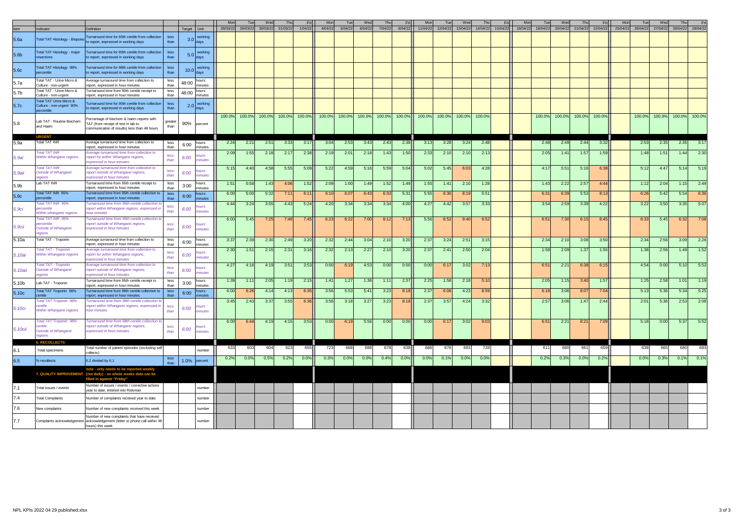| item | Indicator | Definition | | Target | Unit | Mon 28/03/22 | Tue 29/03/22 | Wed 30/03/22 | Thu 31/03/22 | Fri 1/04/22 | Mon 4/04/22 | Tue 5/04/22 | Wed 6/04/22 | Thu 7/04/22 | Fri 8/04/22 | Mon 11/04/22 | Tue 12/04/22 | Wed 13/04/22 | Thu 14/04/22 | Fri 15/04/22 | Mon 18/04/22 | Tue 19/04/22 | Wed 20/04/22 | Thu 21/04/22 | Fri 22/04/22 | Mon 25/04/22 | Tue 26/04/22 | Wed 27/04/22 | Thu 28/04/22 | Fri 29/04/22 |
|---|---|---|---|---|---|---|---|---|---|---|---|---|---|---|---|---|---|---|---|---|---|---|---|---|---|---|---|---|---|---|
| 5.6a | Total TAT Histology - Biopsies | Turnaround time for 80th centile from collection to report, expressed in working days | less than | 3.0 | working days | | | | | | | | | | | | | | | | | | | | | | | | | |
| 5.6b | Total TAT Histology - major resections | Turnaround time for 80th centile from collection to report, expressed in working days | less than | 5.0 | working days | | | | | | | | | | | | | | | | | | | | | | | | | |
| 5.6c | Total TAT Histology 98% percentile | Turnaround time for 98th centile from collection to report, expressed in working days | less than | 10.0 | working days | | | | | | | | | | | | | | | | | | | | | | | | | |
| 5.7a | Total TAT - Urine Micro & Culture - non-urgent | Average turnaround time from collection to report, expressed in hour:minutes | less than | 48:00 | hours: minutes | | | | | | | | | | | | | | | | | | | | | | | | | |
| 5.7b | Total TAT - Urine Micro & Culture - non-urgent | Turnaround time from 90th centile receipt to report, expressed in hour:minutes | less than | 48:00 | hours: minutes | | | | | | | | | | | | | | | | | | | | | | | | | |
| 5.7c | Total TAT Urine Micro & Culture - non-urgent 90% percentile | Turnaround time for 90th centile from collection to report, expressed in working days | less than | 2.0 | working days | | | | | | | | | | | | | | | | | | | | | | | | | |
| 5.8 | Lab TAT - Routine Biochem and Haem | Percentage of biochem & haem reports with TAT (from receipt of test in lab to communication of results) less than 48 hours | greater than | 90% | percent | 100.0% | 100.0% | 100.0% | 100.0% | 100.0% | 100.0% | 100.0% | 100.0% | 100.0% | 100.0% | 100.0% | 100.0% | 100.0% | 100.0% | | | 100.0% | 100.0% | 100.0% | 100.0% | | 100.0% | 100.0% | 100.0% | 100.0% |
| | **URGENT** | | | | | | | | | | | | | | | | | | | | | | | | | | | | | |
| 5.9a | Total TAT INR | Average turnaround time from collection to report, expressed in hour:minutes | less than | 6:00 | hours: minutes | 2:24 | 2:21 | 2:51 | 3:33 | 3:17 | 3:04 | 2:53 | 3:43 | 2:43 | 2:38 | 3:13 | 3:28 | 3:24 | 2:48 | | | 2:48 | 2:49 | 2:44 | 3:32 | | 2:53 | 2:35 | 2:35 | 3:17 |
| 5.9ai | *Total TAT INR Within Whangarei regions* | *Average turnaround time from collection to report for within Whangarei regions, expressed in hour:minutes* | *less than* | *6:00* | *hours: minutes* | 2:09 | 1:55 | 2:18 | 2:17 | 2:38 | 2:19 | 2:01 | 2:18 | 1:43 | 1:50 | 2:33 | 2:10 | 2:10 | 2:13 | | | 2:05 | 1:41 | 1:57 | 1:59 | | 1:48 | 1:51 | 1:44 | 2:30 |
| 5.9aii | *Total TAT INR Outside of Whangarei regions* | *Average turnaround time from collection to report outside of Whangarei regions, expressed in hour:minutes* | *less than* | *6:00* | *hours: minutes* | 5:15 | 4:40 | 4:58 | 5:55 | 5:09 | 5:22 | 4:59 | 5:16 | 5:59 | 5:04 | 5:02 | 5:45 | 6:03 | 4:28 | | | 4:17 | 5:51 | 5:16 | 6:38 | | 5:12 | 4:47 | 5:14 | 5:19 |
| 5.9b | Lab TAT INR | Turnaround time from 95th centile receipt to report, expressed in hour:minutes | less than | 3:00 | hours: minutes | 1:51 | 0:58 | 1:43 | 4:06 | 1:52 | 2:09 | 1:00 | 1:49 | 1:52 | 1:49 | 1:55 | 1:41 | 2:10 | 1:28 | | | 1:43 | 2:22 | 2:57 | 4:44 | | 1:12 | 2:04 | 1:15 | 2:49 |
| 5.9c | Total TAT INR 95% percentile | Turnaround time from 95th centile collection to report, expressed in hour:minutes | less than | 6:00 | hours: minutes | 6:00 | 5:00 | 5:32 | 7:11 | 6:11 | 6:10 | 6:07 | 6:43 | 6:33 | 5:31 | 5:55 | 6:30 | 8:19 | 5:51 | | | 6:31 | 6:39 | 5:53 | 8:13 | | 6:26 | 5:42 | 5:54 | 6:36 |
| 5.9ci | *Total TAT INR 95% percentile Within whangarei regions* | *Turnaround time from 95th centile collection to report within Whangarei regions, expressed in hour:minutes* | *less than* | *6:00* | *hours: minutes* | 4:44 | 3:24 | 3:55 | 4:43 | 5:24 | 4:20 | 3:34 | 3:34 | 3:34 | 4:00 | 4:27 | 4:42 | 3:57 | 3:33 | | | 3:54 | 2:59 | 3:39 | 4:22 | | 3:22 | 3:50 | 3:35 | 5:07 |
| 5.9cii | *Total TAT INR 95% percentile Outside of Whangarei regions* | *Turnaround time from 95th centile collection to report outside of Whangarei regions, expressed in hour:minutes* | *less than* | *6:00* | *hours: minutes* | 6:00 | 5:45 | 7:25 | 7:48 | 7:45 | 6:23 | 6:22 | 7:00 | 8:12 | 7:13 | 5:56 | 6:52 | 9:40 | 6:52 | | | 6:51 | 7:30 | 6:15 | 8:45 | | 6:33 | 5:45 | 6:32 | 7:08 |
| 5.10a | Total TAT - Troponin | Average turnaround time from collection to report, expressed in hour:minutes | less than | 6:00 | hours: minutes | 3:37 | 2:39 | 2:30 | 2:49 | 3:20 | 2:32 | 2:44 | 3:04 | 2:10 | 3:20 | 2:37 | 3:24 | 2:51 | 3:15 | | | 2:34 | 2:10 | 3:08 | 3:50 | | 2:34 | 2:56 | 3:09 | 2:26 |
| 5.10ai | *Total TAT - Troponin Within Whangarei regions* | *Average turnaround time from collection to report for within Whangarei regions, expressed in hour:minutes* | *less than* | *6:00* | *hours: minutes* | 2:30 | 1:51 | 2:15 | 2:31 | 3:16 | 2:32 | 2:13 | 2:27 | 2:10 | 3:20 | 2:37 | 2:41 | 2:50 | 2:04 | | | 1:58 | 2:09 | 1:37 | 1:55 | | 1:38 | 2:56 | 1:49 | 1:52 |
| 5.10aii | *Total TAT - Troponin Outside of Whangarei regions* | *Average turnaround time from collection to report outside of Whangarei regions, expressed in hour:minutes* | *less than* | *6:00* | *hours: minutes* | 4:27 | 4:16 | 4:19 | 3:51 | 3:53 | 0:00 | 6:19 | 4:53 | 0:00 | 0:00 | 0:00 | 6:17 | 3:02 | 7:13 | | | 6:51 | 2:21 | 6:38 | 6:15 | | 4:54 | 0:00 | 5:10 | 5:52 |
| 5.10b | Lab TAT - Troponin | Turnaround time from 95th centile receipt to report, expressed in hour:minutes | less than | 3:00 | hours: minutes | 1:39 | 1:11 | 2:05 | 1:19 | 2:15 | 1:41 | 1:27 | 1:36 | 1:11 | 2:37 | 2:25 | 1:58 | 2:18 | 5:10 | | | 2:05 | 1:15 | 3:40 | 1:57 | | 1:25 | 2:58 | 1:01 | 1:19 |
| 5.10c | Total TAT Troponin 98% centile | Turnaround time from 98th centile collection to report, expressed in hour:minutes | less than | 6:00 | hours: minutes | 6:00 | 6:26 | 4:14 | 4:13 | 6:35 | 3:56 | 5:53 | 5:41 | 3:23 | 8:18 | 2:37 | 6:06 | 4:23 | 8:59 | | | 6:18 | 3:06 | 8:07 | 7:04 | | 5:13 | 5:36 | 5:34 | 5:25 |
| 5.10ci | *Total TAT Troponin 98% centile Within Whangarei regions* | *Turnaround time from 98th centile collection to report within Whangarei regions, expressed in hour:minutes* | *less than* | *6:00* | *hours: minutes* | 3:45 | 2:43 | 3:37 | 3:55 | 6:36 | 3:56 | 3:18 | 3:27 | 3:23 | 8:18 | 2:37 | 3:57 | 4:24 | 3:32 | | | 2:57 | 3:06 | 1:47 | 2:44 | | 2:01 | 5:36 | 2:53 | 2:08 |
| 5.10cii | *Total TAT Troponin 98% centile Outside of Whangarei regions* | *Turnaround time from 98th centile collection to report outside of Whangarei regions, expressed in hour:minutes* | *less than* | *6:00* | *hours: minutes* | 6:00 | 6:44 | 4:19 | 4:15 | 3:53 | 0:00 | 6:19 | 5:56 | 0:00 | 0:00 | 0:00 | 6:17 | 3:02 | 9:03 | | | 6:51 | 2:21 | 8:21 | 7:09 | | 5:18 | 0:00 | 5:37 | 5:52 |
| | **6. RECOLLECTS** | | | | | | | | | | | | | | | | | | | | | | | | | | | | | |
| 6.1 | Total specimens | Total number of patient episodes (excluding self collects) | | | number | 633 | 603 | 604 | 623 | 655 | 723 | 668 | 698 | 678 | 638 | 686 | 676 | 693 | 728 | | | 611 | 680 | 661 | 659 | | 638 | 665 | 680 | 693 |
| 6.5 | % recollects | 6.2 divided by 6.1 | less than | 1.0% | percent | 0.2% | 0.0% | 0.5% | 0.2% | 0.0% | 0.3% | 0.0% | 0.0% | 0.4% | 0.0% | 0.0% | 0.1% | 0.0% | 0.0% | | | 0.2% | 0.3% | 0.0% | 0.2% | | 0.0% | 0.3% | 0.1% | 0.1% |
| | **7. QUALITY IMPROVEMENT** | **note - only needs to be reported weekly (not daily) - so whole weeks data can be filled in against "Friday"** | | | | | | | | | | | | | | | | | | | | | | | | | | | | |
| 7.1 | Total issues / events | Number of issues / events / corrective actions year to date, entered into Riskman | | | number | | | | | | | | | | | | | | | | | | | | | | | | | |
| 7.4 | Total Complaints | Number of complaints received year to date | | | number | | | | | | | | | | | | | | | | | | | | | | | | | |
| 7.6 | New complaints | Number of new complaints received this week | | | number | | | | | | | | | | | | | | | | | | | | | | | | | |
| 7.7 | Complaints acknowledgement | Number of new complaints that have received acknowledgement (letter or phone call within 48 hours) this week | | | number | | | | | | | | | | | | | | | | | | | | | | | | | |